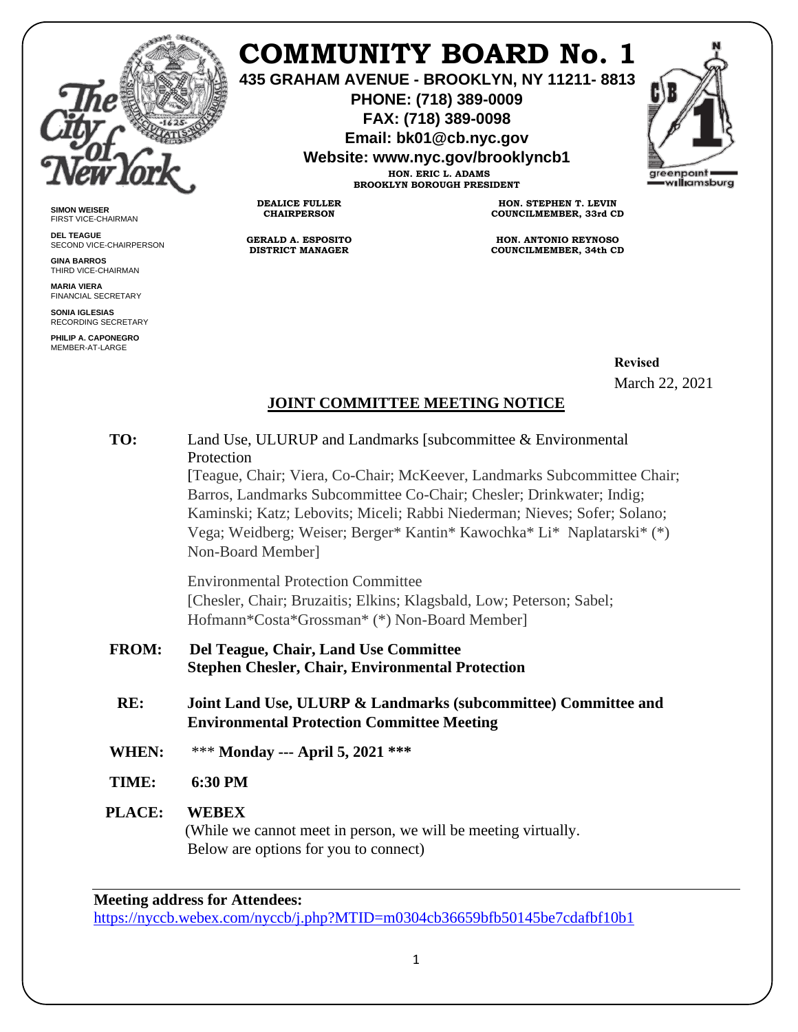# COMMUNITY BOARD No. 1

**435 GRAHAM AVENUE - BROOKLYN, NY 11211- 8813**
**PHONE: (718) 389-0009**
**FAX: (718) 389-0098**
**Email: bk01@cb.nyc.gov**
**Website: www.nyc.gov/brooklyncb1**

**HON. ERIC L. ADAMS**
**BROOKLYN BOROUGH PRESIDENT**

**DEALICE FULLER**
**CHAIRPERSON**

**GERALD A. ESPOSITO**
**DISTRICT MANAGER**

**HON. STEPHEN T. LEVIN**
**COUNCILMEMBER, 33rd CD**

**HON. ANTONIO REYNOSO**
**COUNCILMEMBER, 34th CD**

**SIMON WEISER**
FIRST VICE-CHAIRMAN

**DEL TEAGUE**
SECOND VICE-CHAIRPERSON

**GINA BARROS**
THIRD VICE-CHAIRMAN

**MARIA VIERA**
FINANCIAL SECRETARY

**SONIA IGLESIAS**
RECORDING SECRETARY

**PHILIP A. CAPONEGRO**
MEMBER-AT-LARGE

**Revised**
March 22, 2021

## JOINT COMMITTEE MEETING NOTICE

**TO:** Land Use, ULURUP and Landmarks [subcommittee & Environmental Protection
[Teague, Chair; Viera, Co-Chair; McKeever, Landmarks Subcommittee Chair; Barros, Landmarks Subcommittee Co-Chair; Chesler; Drinkwater; Indig; Kaminski; Katz; Lebovits; Miceli; Rabbi Niederman; Nieves; Sofer; Solano; Vega; Weidberg; Weiser; Berger* Kantin* Kawochka* Li* Naplatarski* (*) Non-Board Member]

Environmental Protection Committee
[Chesler, Chair; Bruzaitis; Elkins; Klagsbald, Low; Peterson; Sabel; Hofmann*Costa*Grossman* (*) Non-Board Member]

**FROM:** **Del Teague, Chair, Land Use Committee**
**Stephen Chesler, Chair, Environmental Protection**

**RE:** **Joint Land Use, ULURP & Landmarks (subcommittee) Committee and Environmental Protection Committee Meeting**

**WHEN:** *** **Monday --- April 5, 2021 *****

**TIME:** **6:30 PM**

**PLACE:** **WEBEX**
(While we cannot meet in person, we will be meeting virtually. Below are options for you to connect)

---

**Meeting address for Attendees:**
https://nyccb.webex.com/nyccb/j.php?MTID=m0304cb36659bfb50145be7cdafbf10b1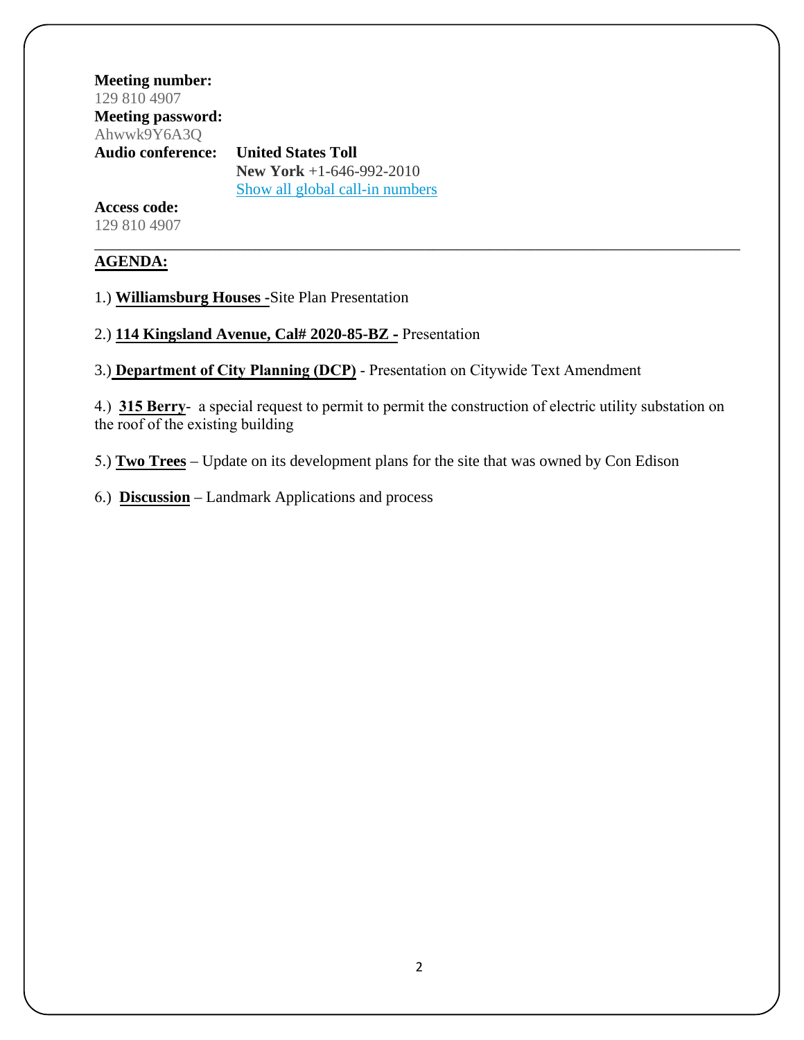**Meeting number:**
129 810 4907
**Meeting password:**
Ahwwk9Y6A3Q
**Audio conference:** **United States Toll**
**New York** +1-646-992-2010
Show all global call-in numbers
**Access code:**
129 810 4907

---

**AGENDA:**

1.) **Williamsburg Houses -**Site Plan Presentation

2.) **114 Kingsland Avenue, Cal# 2020-85-BZ -** Presentation

3.) **Department of City Planning (DCP)** - Presentation on Citywide Text Amendment

4.) **315 Berry**- a special request to permit to permit the construction of electric utility substation on the roof of the existing building

5.) **Two Trees** – Update on its development plans for the site that was owned by Con Edison

6.) **Discussion** – Landmark Applications and process